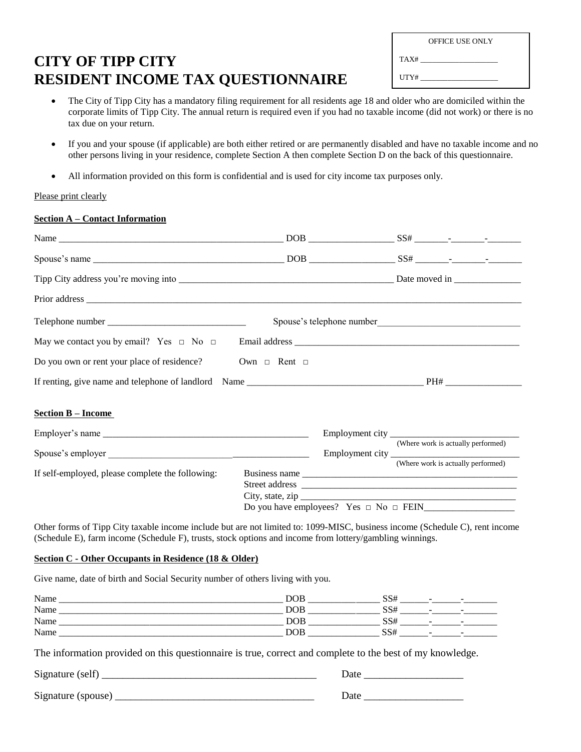| OFFICE USE ONLY |
| --- |
| TAX# ____________________ |
| UTY# ____________________ |

# CITY OF TIPP CITY
# RESIDENT INCOME TAX QUESTIONNAIRE

- The City of Tipp City has a mandatory filing requirement for all residents age 18 and older who are domiciled within the corporate limits of Tipp City. The annual return is required even if you had no taxable income (did not work) or there is no tax due on your return.
- If you and your spouse (if applicable) are both either retired or are permanently disabled and have no taxable income and no other persons living in your residence, complete Section A then complete Section D on the back of this questionnaire.
- All information provided on this form is confidential and is used for city income tax purposes only.

Please print clearly

**Section A – Contact Information**

Name ________________________________________________ DOB __________________ SS# _______-_______-_______

Spouse's name __________________________________________ DOB __________________ SS# _______-_______-_______

Tipp City address you're moving into _____________________________________________ Date moved in ______________

Prior address ____________________________________________________________________________________________

Telephone number _____________________________ Spouse's telephone number ______________________________

May we contact you by email? Yes □ No □ Email address _________________________________________________

Do you own or rent your place of residence? Own □ Rent □

If renting, give name and telephone of landlord Name ____________________________________ PH# ________________

**Section B – Income**

Employer's name ____________________________________________ Employment city ___________________________
(Where work is actually performed)

Spouse's employer __________________________________________ Employment city ___________________________
(Where work is actually performed)

If self-employed, please complete the following:
Business name _______________________________________________
Street address _______________________________________________
City, state, zip ______________________________________________
Do you have employees? Yes □ No □ FEIN___________________

Other forms of Tipp City taxable income include but are not limited to: 1099-MISC, business income (Schedule C), rent income (Schedule E), farm income (Schedule F), trusts, stock options and income from lottery/gambling winnings.

**Section C - Other Occupants in Residence (18 & Older)**

Give name, date of birth and Social Security number of others living with you.

Name ________________________________________________ DOB _______________ SS# ______-______-_______
Name ________________________________________________ DOB _______________ SS# ______-______-_______
Name ________________________________________________ DOB _______________ SS# ______-______-_______
Name ________________________________________________ DOB _______________ SS# ______-______-_______

The information provided on this questionnaire is true, correct and complete to the best of my knowledge.

Signature (self) __________________________________________ Date ___________________

Signature (spouse) _______________________________________ Date ___________________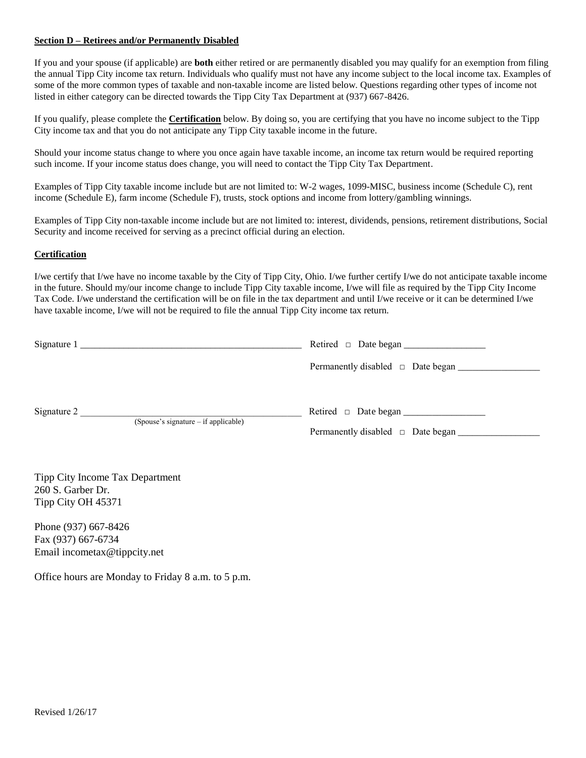**Section D – Retirees and/or Permanently Disabled**

If you and your spouse (if applicable) are **both** either retired or are permanently disabled you may qualify for an exemption from filing the annual Tipp City income tax return. Individuals who qualify must not have any income subject to the local income tax. Examples of some of the more common types of taxable and non-taxable income are listed below. Questions regarding other types of income not listed in either category can be directed towards the Tipp City Tax Department at (937) 667-8426.

If you qualify, please complete the **Certification** below. By doing so, you are certifying that you have no income subject to the Tipp City income tax and that you do not anticipate any Tipp City taxable income in the future.

Should your income status change to where you once again have taxable income, an income tax return would be required reporting such income. If your income status does change, you will need to contact the Tipp City Tax Department.

Examples of Tipp City taxable income include but are not limited to: W-2 wages, 1099-MISC, business income (Schedule C), rent income (Schedule E), farm income (Schedule F), trusts, stock options and income from lottery/gambling winnings.

Examples of Tipp City non-taxable income include but are not limited to: interest, dividends, pensions, retirement distributions, Social Security and income received for serving as a precinct official during an election.

**Certification**

I/we certify that I/we have no income taxable by the City of Tipp City, Ohio. I/we further certify I/we do not anticipate taxable income in the future. Should my/our income change to include Tipp City taxable income, I/we will file as required by the Tipp City Income Tax Code. I/we understand the certification will be on file in the tax department and until I/we receive or it can be determined I/we have taxable income, I/we will not be required to file the annual Tipp City income tax return.

Signature 1 ______________________________________________ Retired □ Date began ________________

Permanently disabled □ Date began ________________

Signature 2 ______________________________________________ Retired □ Date began ________________
(Spouse's signature – if applicable)

Permanently disabled □ Date began ________________

Tipp City Income Tax Department
260 S. Garber Dr.
Tipp City OH 45371

Phone (937) 667-8426
Fax (937) 667-6734
Email incometax@tippcity.net

Office hours are Monday to Friday 8 a.m. to 5 p.m.

Revised 1/26/17